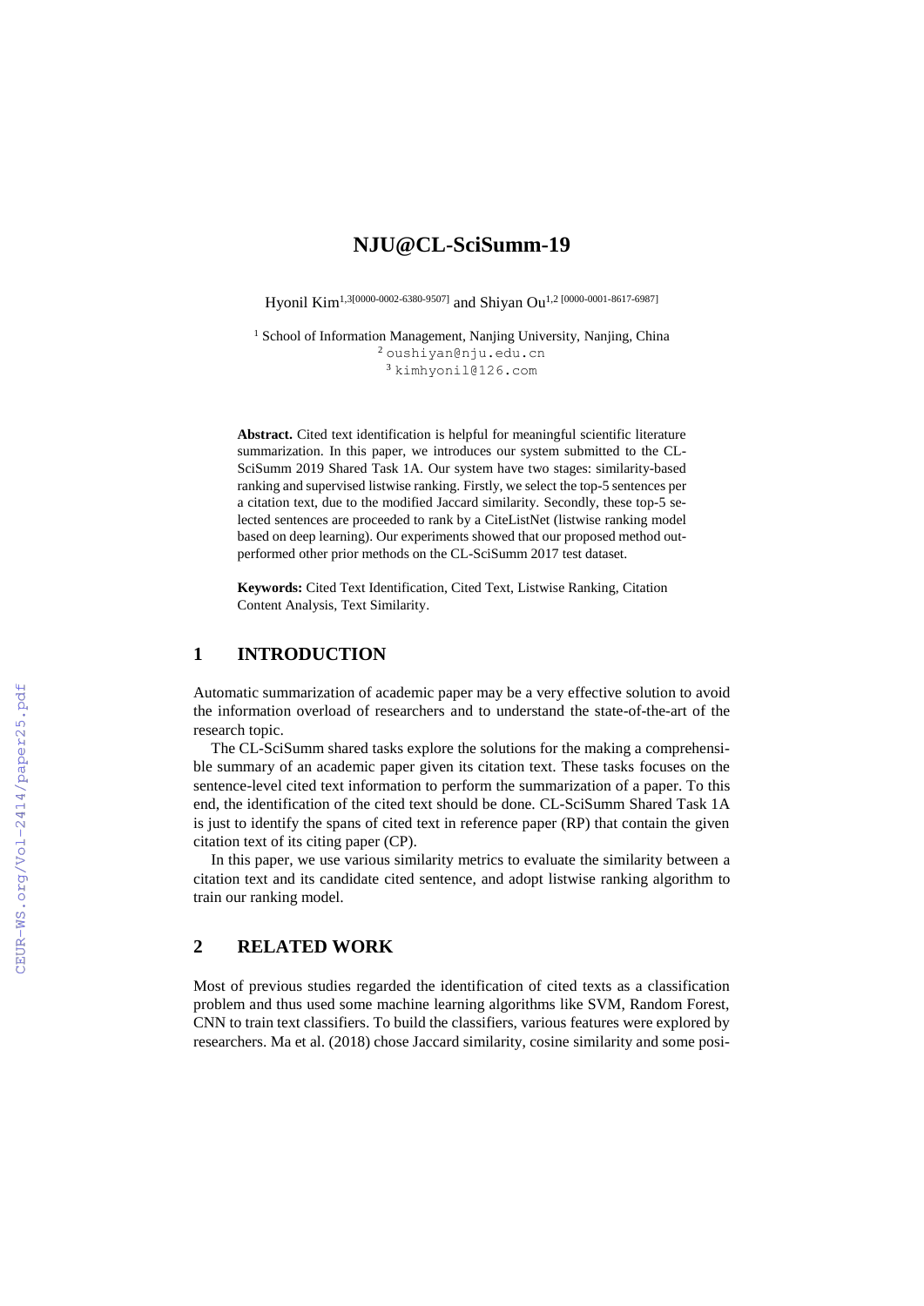# NJU@CL-SciSumm-19

Hyonil Kim[1,3][0000-0002-6380-9507] and Shiyan Ou[1,2] [0000-0001-8617-6987]

[1] School of Information Management, Nanjing University, Nanjing, China
[2] oushiyan@nju.edu.cn
[3] kimhyonil@126.com

**Abstract.** Cited text identification is helpful for meaningful scientific literature summarization. In this paper, we introduces our system submitted to the CL-SciSumm 2019 Shared Task 1A. Our system have two stages: similarity-based ranking and supervised listwise ranking. Firstly, we select the top-5 sentences per a citation text, due to the modified Jaccard similarity. Secondly, these top-5 selected sentences are proceeded to rank by a CiteListNet (listwise ranking model based on deep learning). Our experiments showed that our proposed method outperformed other prior methods on the CL-SciSumm 2017 test dataset.

**Keywords:** Cited Text Identification, Cited Text, Listwise Ranking, Citation Content Analysis, Text Similarity.

## 1 INTRODUCTION

Automatic summarization of academic paper may be a very effective solution to avoid the information overload of researchers and to understand the state-of-the-art of the research topic.

The CL-SciSumm shared tasks explore the solutions for the making a comprehensible summary of an academic paper given its citation text. These tasks focuses on the sentence-level cited text information to perform the summarization of a paper. To this end, the identification of the cited text should be done. CL-SciSumm Shared Task 1A is just to identify the spans of cited text in reference paper (RP) that contain the given citation text of its citing paper (CP).

In this paper, we use various similarity metrics to evaluate the similarity between a citation text and its candidate cited sentence, and adopt listwise ranking algorithm to train our ranking model.

## 2 RELATED WORK

Most of previous studies regarded the identification of cited texts as a classification problem and thus used some machine learning algorithms like SVM, Random Forest, CNN to train text classifiers. To build the classifiers, various features were explored by researchers. Ma et al. (2018) chose Jaccard similarity, cosine similarity and some posi-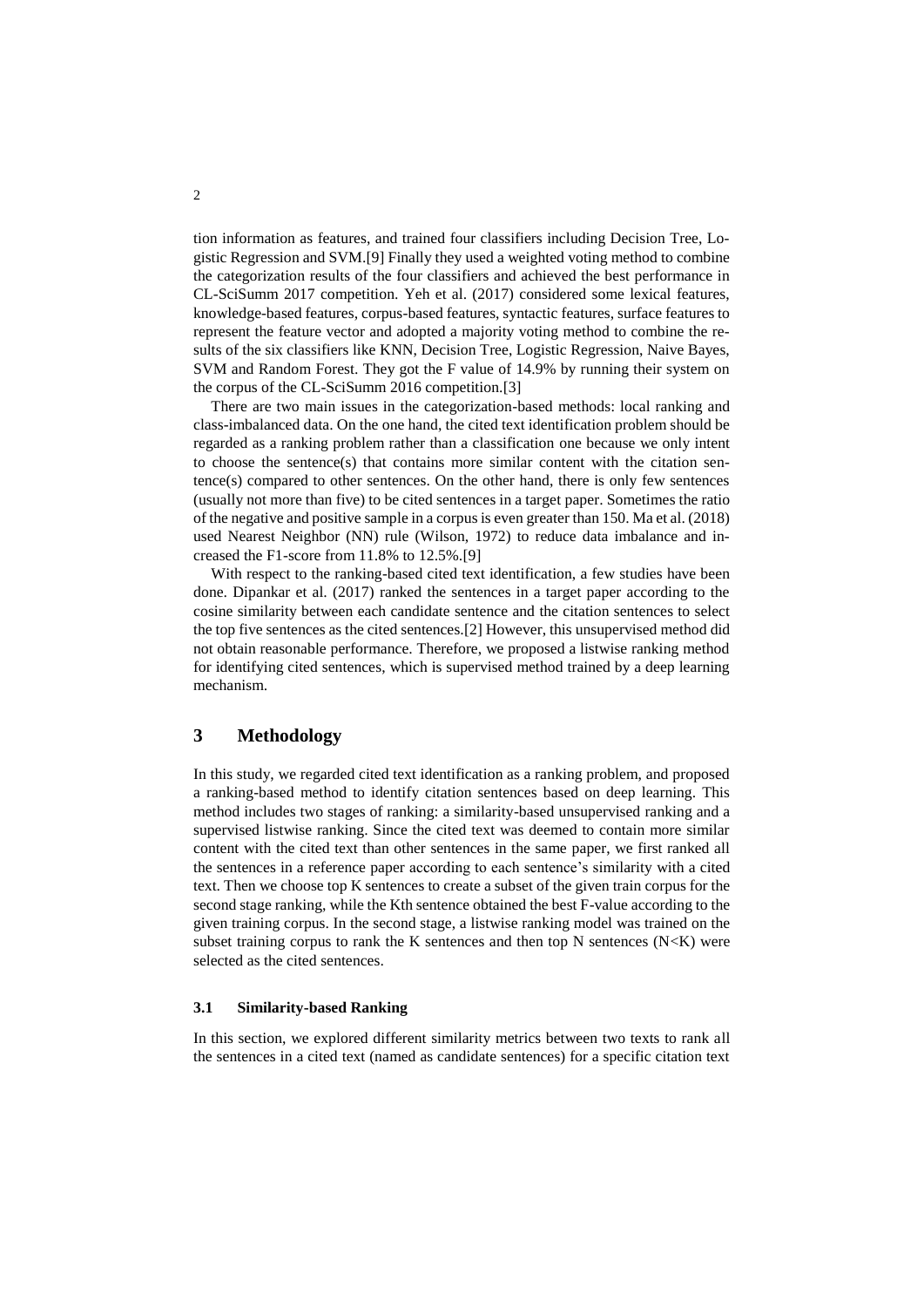tion information as features, and trained four classifiers including Decision Tree, Logistic Regression and SVM.[9] Finally they used a weighted voting method to combine the categorization results of the four classifiers and achieved the best performance in CL-SciSumm 2017 competition. Yeh et al. (2017) considered some lexical features, knowledge-based features, corpus-based features, syntactic features, surface features to represent the feature vector and adopted a majority voting method to combine the results of the six classifiers like KNN, Decision Tree, Logistic Regression, Naive Bayes, SVM and Random Forest. They got the F value of 14.9% by running their system on the corpus of the CL-SciSumm 2016 competition.[3]

There are two main issues in the categorization-based methods: local ranking and class-imbalanced data. On the one hand, the cited text identification problem should be regarded as a ranking problem rather than a classification one because we only intent to choose the sentence(s) that contains more similar content with the citation sentence(s) compared to other sentences. On the other hand, there is only few sentences (usually not more than five) to be cited sentences in a target paper. Sometimes the ratio of the negative and positive sample in a corpus is even greater than 150. Ma et al. (2018) used Nearest Neighbor (NN) rule (Wilson, 1972) to reduce data imbalance and increased the F1-score from 11.8% to 12.5%.[9]

With respect to the ranking-based cited text identification, a few studies have been done. Dipankar et al. (2017) ranked the sentences in a target paper according to the cosine similarity between each candidate sentence and the citation sentences to select the top five sentences as the cited sentences.[2] However, this unsupervised method did not obtain reasonable performance. Therefore, we proposed a listwise ranking method for identifying cited sentences, which is supervised method trained by a deep learning mechanism.

## 3 Methodology

In this study, we regarded cited text identification as a ranking problem, and proposed a ranking-based method to identify citation sentences based on deep learning. This method includes two stages of ranking: a similarity-based unsupervised ranking and a supervised listwise ranking. Since the cited text was deemed to contain more similar content with the cited text than other sentences in the same paper, we first ranked all the sentences in a reference paper according to each sentence's similarity with a cited text. Then we choose top K sentences to create a subset of the given train corpus for the second stage ranking, while the Kth sentence obtained the best F-value according to the given training corpus. In the second stage, a listwise ranking model was trained on the subset training corpus to rank the K sentences and then top N sentences ($N<K$) were selected as the cited sentences.

### 3.1 Similarity-based Ranking

In this section, we explored different similarity metrics between two texts to rank all the sentences in a cited text (named as candidate sentences) for a specific citation text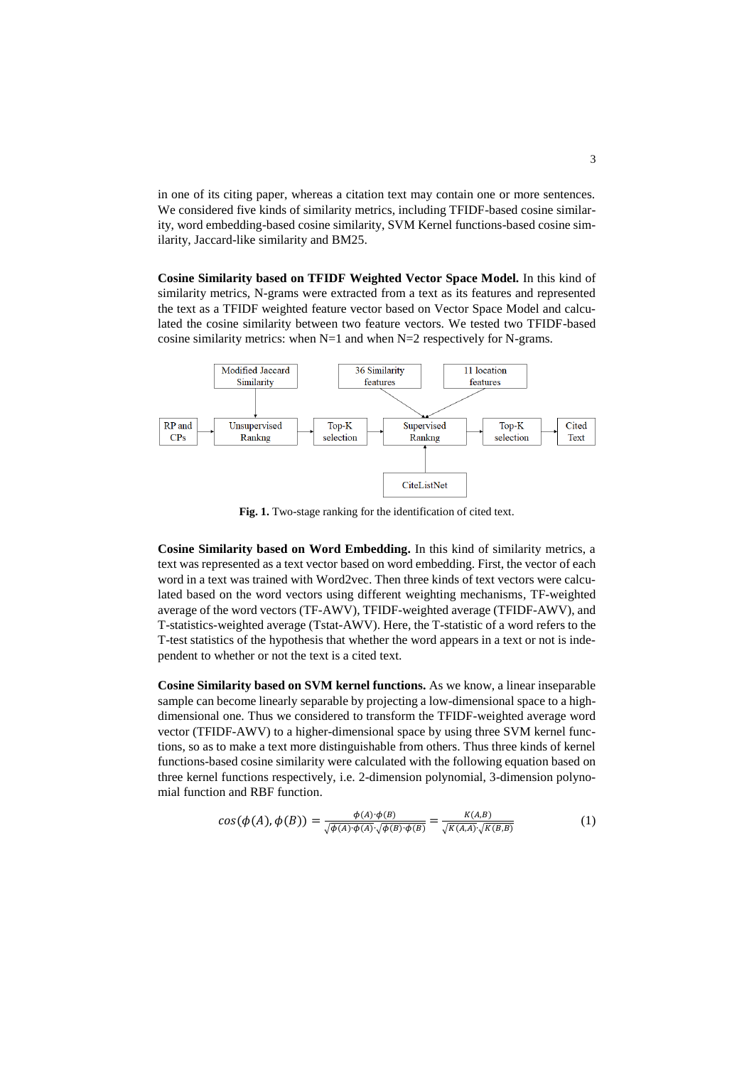in one of its citing paper, whereas a citation text may contain one or more sentences. We considered five kinds of similarity metrics, including TFIDF-based cosine similarity, word embedding-based cosine similarity, SVM Kernel functions-based cosine similarity, Jaccard-like similarity and BM25.

**Cosine Similarity based on TFIDF Weighted Vector Space Model.** In this kind of similarity metrics, N-grams were extracted from a text as its features and represented the text as a TFIDF weighted feature vector based on Vector Space Model and calculated the cosine similarity between two feature vectors. We tested two TFIDF-based cosine similarity metrics: when N=1 and when N=2 respectively for N-grams.

**Fig. 1.** Two-stage ranking for the identification of cited text.

**Cosine Similarity based on Word Embedding.** In this kind of similarity metrics, a text was represented as a text vector based on word embedding. First, the vector of each word in a text was trained with Word2vec. Then three kinds of text vectors were calculated based on the word vectors using different weighting mechanisms, TF-weighted average of the word vectors (TF-AWV), TFIDF-weighted average (TFIDF-AWV), and T-statistics-weighted average (Tstat-AWV). Here, the T-statistic of a word refers to the T-test statistics of the hypothesis that whether the word appears in a text or not is independent to whether or not the text is a cited text.

**Cosine Similarity based on SVM kernel functions.** As we know, a linear inseparable sample can become linearly separable by projecting a low-dimensional space to a high-dimensional one. Thus we considered to transform the TFIDF-weighted average word vector (TFIDF-AWV) to a higher-dimensional space by using three SVM kernel functions, so as to make a text more distinguishable from others. Thus three kinds of kernel functions-based cosine similarity were calculated with the following equation based on three kernel functions respectively, i.e. 2-dimension polynomial, 3-dimension polynomial function and RBF function.

$$cos(\phi(A), \phi(B)) = \frac{\phi(A) \cdot \phi(B)}{\sqrt{\phi(A) \cdot \phi(A)} \cdot \sqrt{\phi(B) \cdot \phi(B)}} = \frac{K(A,B)}{\sqrt{K(A,A)} \cdot \sqrt{K(B,B)}} \tag{1}$$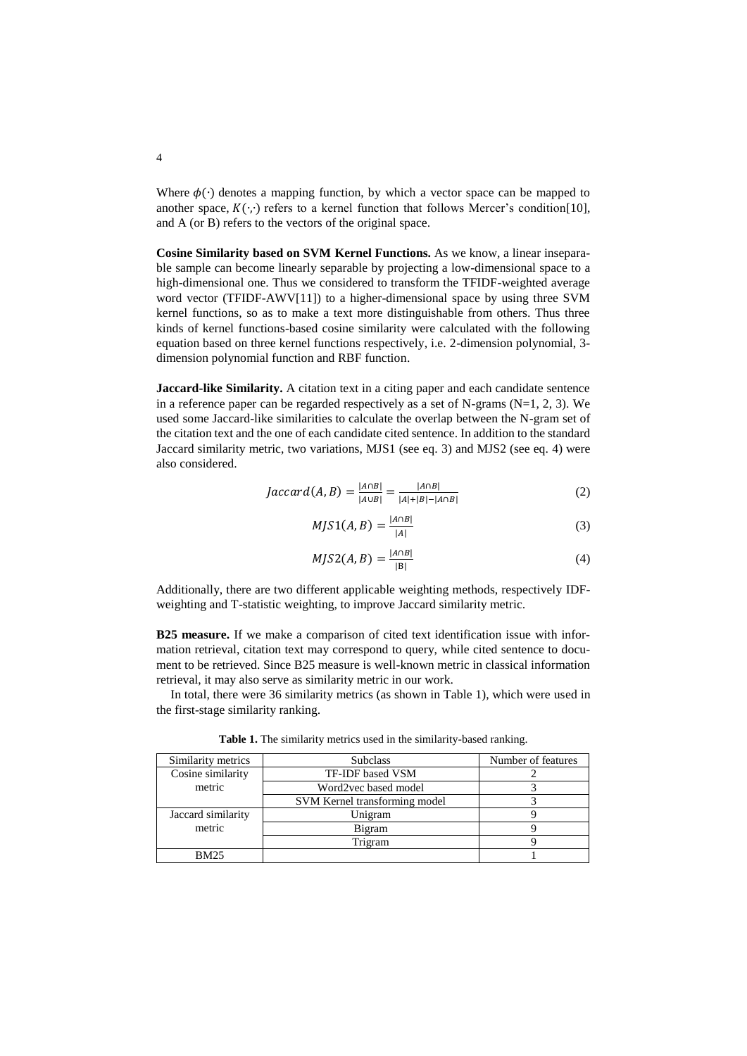Where $\phi(\cdot)$ denotes a mapping function, by which a vector space can be mapped to another space, $K(\cdot,\cdot)$ refers to a kernel function that follows Mercer's condition[10], and A (or B) refers to the vectors of the original space.

**Cosine Similarity based on SVM Kernel Functions.** As we know, a linear inseparable sample can become linearly separable by projecting a low-dimensional space to a high-dimensional one. Thus we considered to transform the TFIDF-weighted average word vector (TFIDF-AWV[11]) to a higher-dimensional space by using three SVM kernel functions, so as to make a text more distinguishable from others. Thus three kinds of kernel functions-based cosine similarity were calculated with the following equation based on three kernel functions respectively, i.e. 2-dimension polynomial, 3-dimension polynomial function and RBF function.

**Jaccard-like Similarity.** A citation text in a citing paper and each candidate sentence in a reference paper can be regarded respectively as a set of N-grams (N=1, 2, 3). We used some Jaccard-like similarities to calculate the overlap between the N-gram set of the citation text and the one of each candidate cited sentence. In addition to the standard Jaccard similarity metric, two variations, MJS1 (see eq. 3) and MJS2 (see eq. 4) were also considered.

$$Jaccard(A,B) = \frac{|A \cap B|}{|A \cup B|} = \frac{|A \cap B|}{|A| + |B| - |A \cap B|} \tag{2}$$

$$MJS1(A,B) = \frac{|A \cap B|}{|A|} \tag{3}$$

$$MJS2(A,B) = \frac{|A \cap B|}{|B|} \tag{4}$$

Additionally, there are two different applicable weighting methods, respectively IDF-weighting and T-statistic weighting, to improve Jaccard similarity metric.

**B25 measure.** If we make a comparison of cited text identification issue with information retrieval, citation text may correspond to query, while cited sentence to document to be retrieved. Since B25 measure is well-known metric in classical information retrieval, it may also serve as similarity metric in our work.

In total, there were 36 similarity metrics (as shown in Table 1), which were used in the first-stage similarity ranking.

**Table 1.** The similarity metrics used in the similarity-based ranking.

| Similarity metrics | Subclass | Number of features |
|---|---|---|
| Cosine similarity metric | TF-IDF based VSM | 2 |
| | Word2vec based model | 3 |
| | SVM Kernel transforming model | 3 |
| Jaccard similarity metric | Unigram | 9 |
| | Bigram | 9 |
| | Trigram | 9 |
| BM25 | | 1 |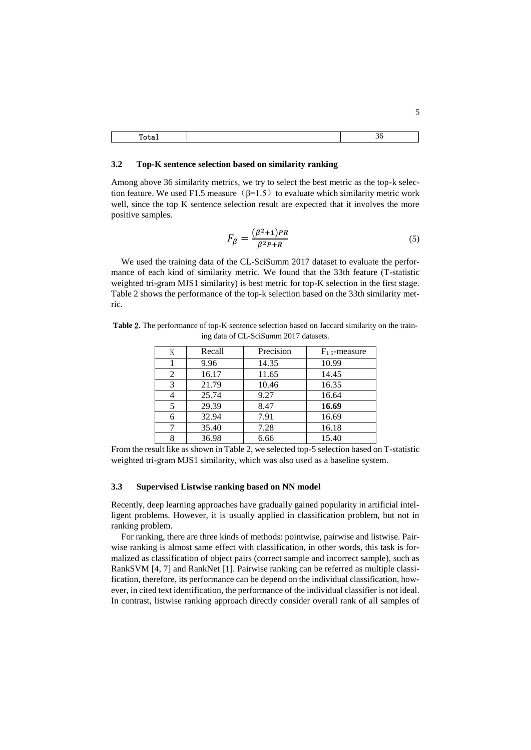| Total | | 36 |
|---|---|---|

### 3.2 Top-K sentence selection based on similarity ranking

Among above 36 similarity metrics, we try to select the best metric as the top-k selection feature. We used F1.5 measure（β=1.5）to evaluate which similarity metric work well, since the top K sentence selection result are expected that it involves the more positive samples.

$$F_{\beta} = \frac{(\beta^2+1)PR}{\beta^2 P+R} \tag{5}$$

We used the training data of the CL-SciSumm 2017 dataset to evaluate the performance of each kind of similarity metric. We found that the 33th feature (T-statistic weighted tri-gram MJS1 similarity) is best metric for top-K selection in the first stage. Table 2 shows the performance of the top-k selection based on the 33th similarity metric.

**Table 2.** The performance of top-K sentence selection based on Jaccard similarity on the training data of CL-SciSumm 2017 datasets.

| K | Recall | Precision | $F_{1.5}$-measure |
|---|---|---|---|
| 1 | 9.96 | 14.35 | 10.99 |
| 2 | 16.17 | 11.65 | 14.45 |
| 3 | 21.79 | 10.46 | 16.35 |
| 4 | 25.74 | 9.27 | 16.64 |
| 5 | 29.39 | 8.47 | **16.69** |
| 6 | 32.94 | 7.91 | 16.69 |
| 7 | 35.40 | 7.28 | 16.18 |
| 8 | 36.98 | 6.66 | 15.40 |

From the result like as shown in Table 2, we selected top-5 selection based on T-statistic weighted tri-gram MJS1 similarity, which was also used as a baseline system.

### 3.3 Supervised Listwise ranking based on NN model

Recently, deep learning approaches have gradually gained popularity in artificial intelligent problems. However, it is usually applied in classification problem, but not in ranking problem.

For ranking, there are three kinds of methods: pointwise, pairwise and listwise. Pairwise ranking is almost same effect with classification, in other words, this task is formalized as classification of object pairs (correct sample and incorrect sample), such as RankSVM [4, 7] and RankNet [1]. Pairwise ranking can be referred as multiple classification, therefore, its performance can be depend on the individual classification, however, in cited text identification, the performance of the individual classifier is not ideal. In contrast, listwise ranking approach directly consider overall rank of all samples of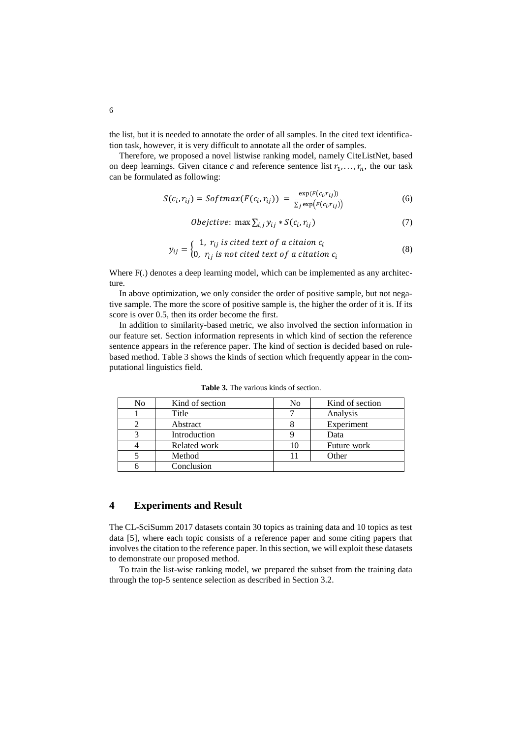the list, but it is needed to annotate the order of all samples. In the cited text identification task, however, it is very difficult to annotate all the order of samples.

Therefore, we proposed a novel listwise ranking model, namely CiteListNet, based on deep learnings. Given citance $c$ and reference sentence list $r_1, \ldots, r_n$, the our task can be formulated as following:

$$S(c_i, r_{ij}) = Softmax(F(c_i, r_{ij})) = \frac{\exp(F(c_i, r_{ij}))}{\sum_j \exp(F(c_i, r_{ij}))} \tag{6}$$

$$Obejctive: \max \sum_{i,j} y_{ij} * S(c_i, r_{ij}) \tag{7}$$

$$y_{ij} = \begin{cases} 1, & r_{ij} \text{ is cited text of a citaion } c_i \\ 0, & r_{ij} \text{ is not cited text of a citation } c_i \end{cases} \tag{8}$$

Where F(.) denotes a deep learning model, which can be implemented as any architecture.

In above optimization, we only consider the order of positive sample, but not negative sample. The more the score of positive sample is, the higher the order of it is. If its score is over 0.5, then its order become the first.

In addition to similarity-based metric, we also involved the section information in our feature set. Section information represents in which kind of section the reference sentence appears in the reference paper. The kind of section is decided based on rule-based method. Table 3 shows the kinds of section which frequently appear in the computational linguistics field.

**Table 3.** The various kinds of section.

| No | Kind of section | No | Kind of section |
|---|---|---|---|
| 1 | Title | 7 | Analysis |
| 2 | Abstract | 8 | Experiment |
| 3 | Introduction | 9 | Data |
| 4 | Related work | 10 | Future work |
| 5 | Method | 11 | Other |
| 6 | Conclusion | | |

## 4 Experiments and Result

The CL-SciSumm 2017 datasets contain 30 topics as training data and 10 topics as test data [5], where each topic consists of a reference paper and some citing papers that involves the citation to the reference paper. In this section, we will exploit these datasets to demonstrate our proposed method.

To train the list-wise ranking model, we prepared the subset from the training data through the top-5 sentence selection as described in Section 3.2.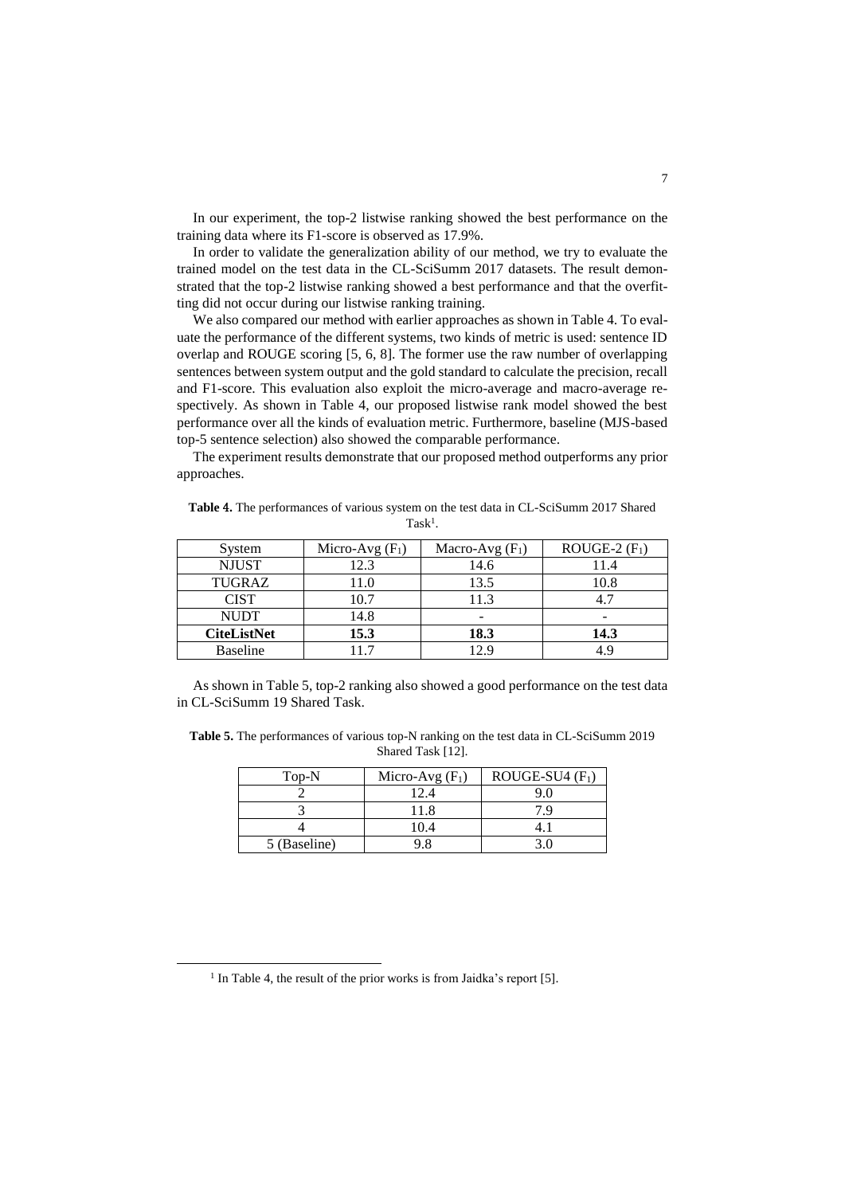In our experiment, the top-2 listwise ranking showed the best performance on the training data where its F1-score is observed as 17.9%.

In order to validate the generalization ability of our method, we try to evaluate the trained model on the test data in the CL-SciSumm 2017 datasets. The result demonstrated that the top-2 listwise ranking showed a best performance and that the overfitting did not occur during our listwise ranking training.

We also compared our method with earlier approaches as shown in Table 4. To evaluate the performance of the different systems, two kinds of metric is used: sentence ID overlap and ROUGE scoring [5, 6, 8]. The former use the raw number of overlapping sentences between system output and the gold standard to calculate the precision, recall and F1-score. This evaluation also exploit the micro-average and macro-average respectively. As shown in Table 4, our proposed listwise rank model showed the best performance over all the kinds of evaluation metric. Furthermore, baseline (MJS-based top-5 sentence selection) also showed the comparable performance.

The experiment results demonstrate that our proposed method outperforms any prior approaches.

**Table 4.** The performances of various system on the test data in CL-SciSumm 2017 Shared Task[1].

| System | Micro-Avg ($F_1$) | Macro-Avg ($F_1$) | ROUGE-2 ($F_1$) |
|---|---|---|---|
| NJUST | 12.3 | 14.6 | 11.4 |
| TUGRAZ | 11.0 | 13.5 | 10.8 |
| CIST | 10.7 | 11.3 | 4.7 |
| NUDT | 14.8 | - | - |
| **CiteListNet** | **15.3** | **18.3** | **14.3** |
| Baseline | 11.7 | 12.9 | 4.9 |

As shown in Table 5, top-2 ranking also showed a good performance on the test data in CL-SciSumm 19 Shared Task.

**Table 5.** The performances of various top-N ranking on the test data in CL-SciSumm 2019 Shared Task [12].

| Top-N | Micro-Avg ($F_1$) | ROUGE-SU4 ($F_1$) |
|---|---|---|
| 2 | 12.4 | 9.0 |
| 3 | 11.8 | 7.9 |
| 4 | 10.4 | 4.1 |
| 5 (Baseline) | 9.8 | 3.0 |

[1] In Table 4, the result of the prior works is from Jaidka's report [5].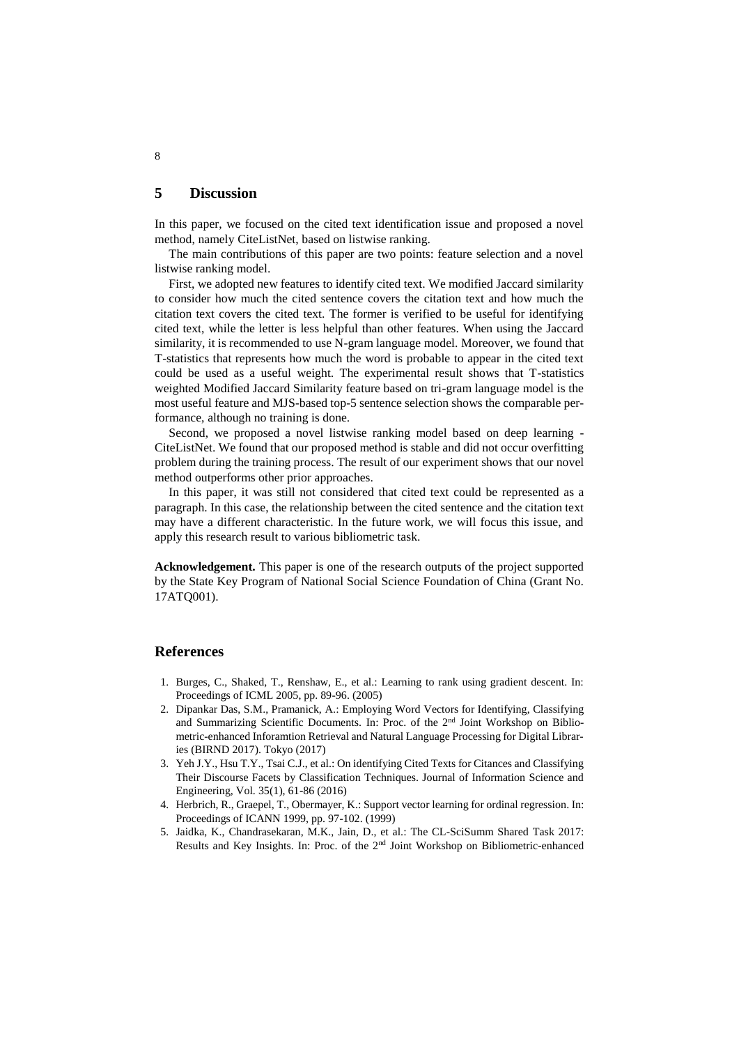## 5 Discussion

In this paper, we focused on the cited text identification issue and proposed a novel method, namely CiteListNet, based on listwise ranking.

The main contributions of this paper are two points: feature selection and a novel listwise ranking model.

First, we adopted new features to identify cited text. We modified Jaccard similarity to consider how much the cited sentence covers the citation text and how much the citation text covers the cited text. The former is verified to be useful for identifying cited text, while the letter is less helpful than other features. When using the Jaccard similarity, it is recommended to use N-gram language model. Moreover, we found that T-statistics that represents how much the word is probable to appear in the cited text could be used as a useful weight. The experimental result shows that T-statistics weighted Modified Jaccard Similarity feature based on tri-gram language model is the most useful feature and MJS-based top-5 sentence selection shows the comparable performance, although no training is done.

Second, we proposed a novel listwise ranking model based on deep learning - CiteListNet. We found that our proposed method is stable and did not occur overfitting problem during the training process. The result of our experiment shows that our novel method outperforms other prior approaches.

In this paper, it was still not considered that cited text could be represented as a paragraph. In this case, the relationship between the cited sentence and the citation text may have a different characteristic. In the future work, we will focus this issue, and apply this research result to various bibliometric task.

**Acknowledgement.** This paper is one of the research outputs of the project supported by the State Key Program of National Social Science Foundation of China (Grant No. 17ATQ001).

## References

1. Burges, C., Shaked, T., Renshaw, E., et al.: Learning to rank using gradient descent. In: Proceedings of ICML 2005, pp. 89-96. (2005)
2. Dipankar Das, S.M., Pramanick, A.: Employing Word Vectors for Identifying, Classifying and Summarizing Scientific Documents. In: Proc. of the 2nd Joint Workshop on Bibliometric-enhanced Inforamtion Retrieval and Natural Language Processing for Digital Libraries (BIRND 2017). Tokyo (2017)
3. Yeh J.Y., Hsu T.Y., Tsai C.J., et al.: On identifying Cited Texts for Citances and Classifying Their Discourse Facets by Classification Techniques. Journal of Information Science and Engineering, Vol. 35(1), 61-86 (2016)
4. Herbrich, R., Graepel, T., Obermayer, K.: Support vector learning for ordinal regression. In: Proceedings of ICANN 1999, pp. 97-102. (1999)
5. Jaidka, K., Chandrasekaran, M.K., Jain, D., et al.: The CL-SciSumm Shared Task 2017: Results and Key Insights. In: Proc. of the 2nd Joint Workshop on Bibliometric-enhanced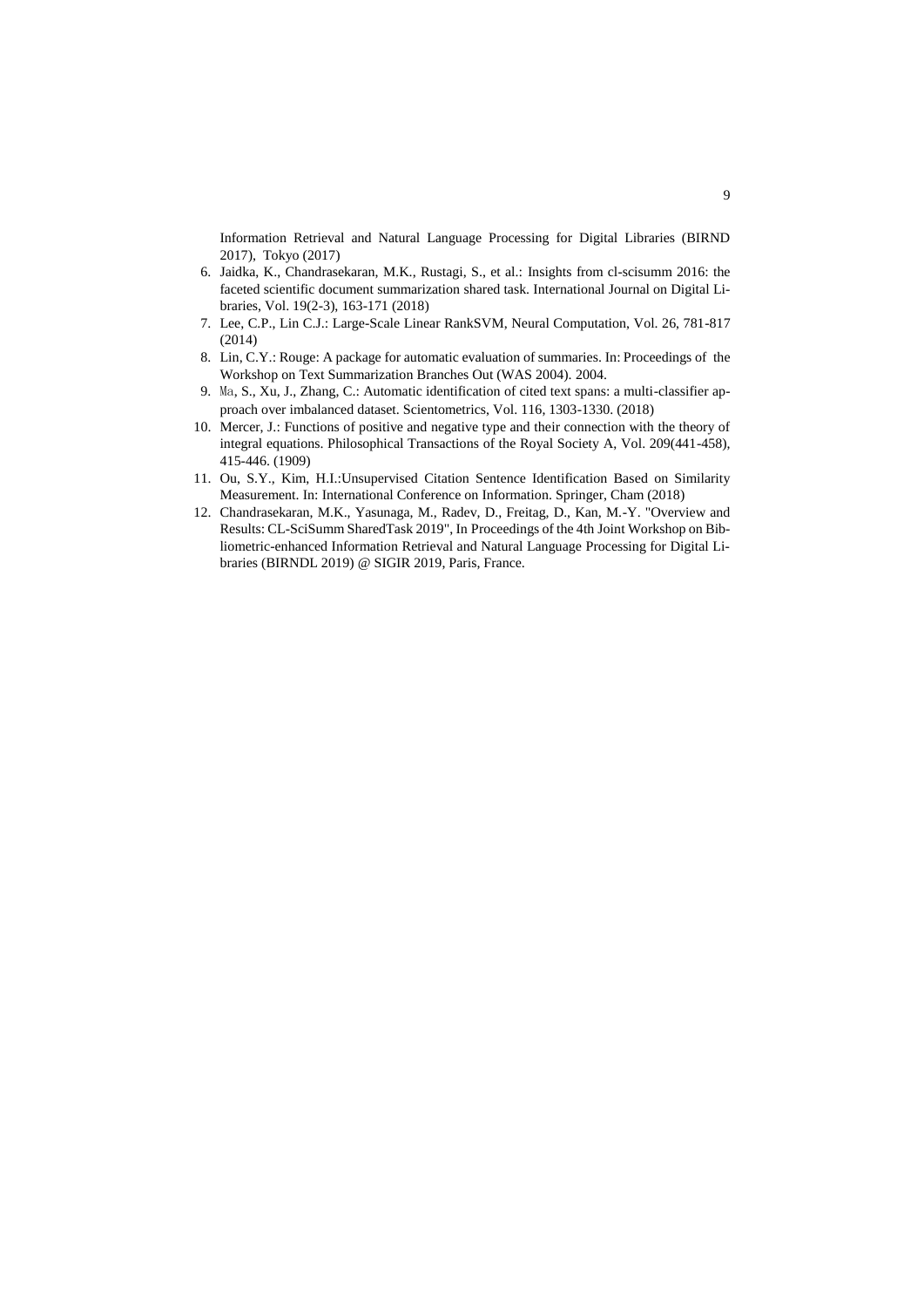Information Retrieval and Natural Language Processing for Digital Libraries (BIRND 2017), Tokyo (2017)

6. Jaidka, K., Chandrasekaran, M.K., Rustagi, S., et al.: Insights from cl-scisumm 2016: the faceted scientific document summarization shared task. International Journal on Digital Libraries, Vol. 19(2-3), 163-171 (2018)
7. Lee, C.P., Lin C.J.: Large-Scale Linear RankSVM, Neural Computation, Vol. 26, 781-817 (2014)
8. Lin, C.Y.: Rouge: A package for automatic evaluation of summaries. In: Proceedings of the Workshop on Text Summarization Branches Out (WAS 2004). 2004.
9. Ma, S., Xu, J., Zhang, C.: Automatic identification of cited text spans: a multi-classifier approach over imbalanced dataset. Scientometrics, Vol. 116, 1303-1330. (2018)
10. Mercer, J.: Functions of positive and negative type and their connection with the theory of integral equations. Philosophical Transactions of the Royal Society A, Vol. 209(441-458), 415-446. (1909)
11. Ou, S.Y., Kim, H.I.:Unsupervised Citation Sentence Identification Based on Similarity Measurement. In: International Conference on Information. Springer, Cham (2018)
12. Chandrasekaran, M.K., Yasunaga, M., Radev, D., Freitag, D., Kan, M.-Y. "Overview and Results: CL-SciSumm SharedTask 2019", In Proceedings of the 4th Joint Workshop on Bibliometric-enhanced Information Retrieval and Natural Language Processing for Digital Libraries (BIRNDL 2019) @ SIGIR 2019, Paris, France.